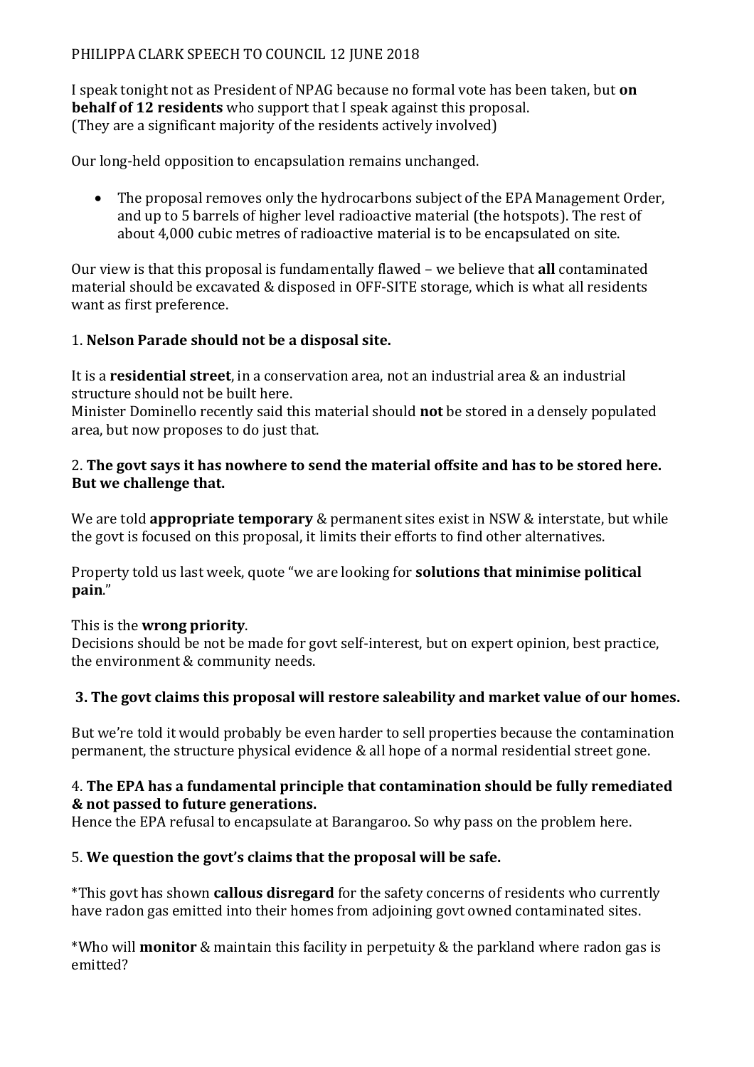PHILIPPA CLARK SPEECH TO COUNCIL 12 JUNE 2018

I speak tonight not as President of NPAG because no formal vote has been taken, but **on behalf of 12 residents** who support that I speak against this proposal.
(They are a significant majority of the residents actively involved)

Our long-held opposition to encapsulation remains unchanged.

- The proposal removes only the hydrocarbons subject of the EPA Management Order, and up to 5 barrels of higher level radioactive material (the hotspots). The rest of about 4,000 cubic metres of radioactive material is to be encapsulated on site.

Our view is that this proposal is fundamentally flawed – we believe that **all** contaminated material should be excavated & disposed in OFF-SITE storage, which is what all residents want as first preference.

1. **Nelson Parade should not be a disposal site.**

It is a **residential street**, in a conservation area, not an industrial area & an industrial structure should not be built here.
Minister Dominello recently said this material should **not** be stored in a densely populated area, but now proposes to do just that.

2. **The govt says it has nowhere to send the material offsite and has to be stored here. But we challenge that.**

We are told **appropriate temporary** & permanent sites exist in NSW & interstate, but while the govt is focused on this proposal, it limits their efforts to find other alternatives.

Property told us last week, quote "we are looking for **solutions that minimise political pain**."

This is the **wrong priority**.
Decisions should be not be made for govt self-interest, but on expert opinion, best practice, the environment & community needs.

3. **The govt claims this proposal will restore saleability and market value of our homes.**

But we're told it would probably be even harder to sell properties because the contamination permanent, the structure physical evidence & all hope of a normal residential street gone.

4. **The EPA has a fundamental principle that contamination should be fully remediated & not passed to future generations.**
Hence the EPA refusal to encapsulate at Barangaroo. So why pass on the problem here.

5. **We question the govt's claims that the proposal will be safe.**

*This govt has shown **callous disregard** for the safety concerns of residents who currently have radon gas emitted into their homes from adjoining govt owned contaminated sites.

*Who will **monitor** & maintain this facility in perpetuity & the parkland where radon gas is emitted?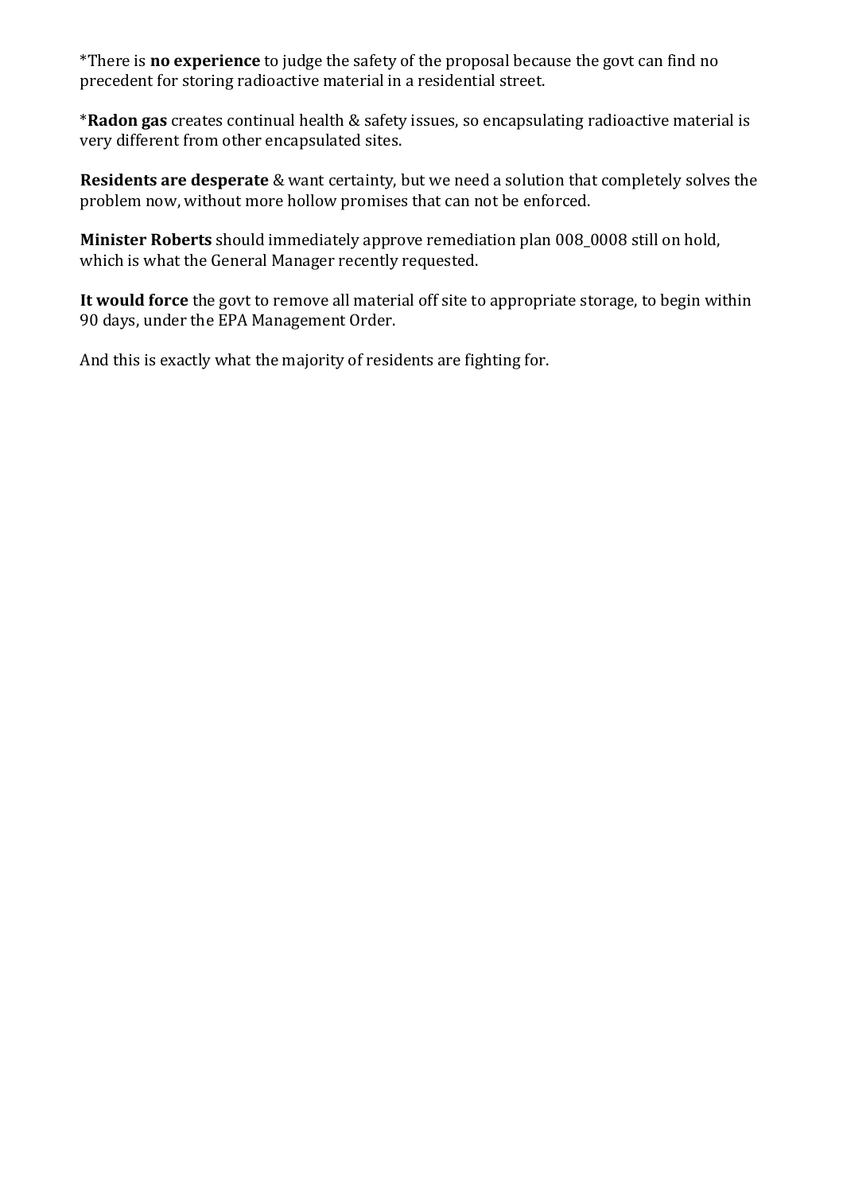*There is **no experience** to judge the safety of the proposal because the govt can find no precedent for storing radioactive material in a residential street.

***Radon gas** creates continual health & safety issues, so encapsulating radioactive material is very different from other encapsulated sites.

**Residents are desperate** & want certainty, but we need a solution that completely solves the problem now, without more hollow promises that can not be enforced.

**Minister Roberts** should immediately approve remediation plan 008_0008 still on hold, which is what the General Manager recently requested.

**It would force** the govt to remove all material off site to appropriate storage, to begin within 90 days, under the EPA Management Order.

And this is exactly what the majority of residents are fighting for.